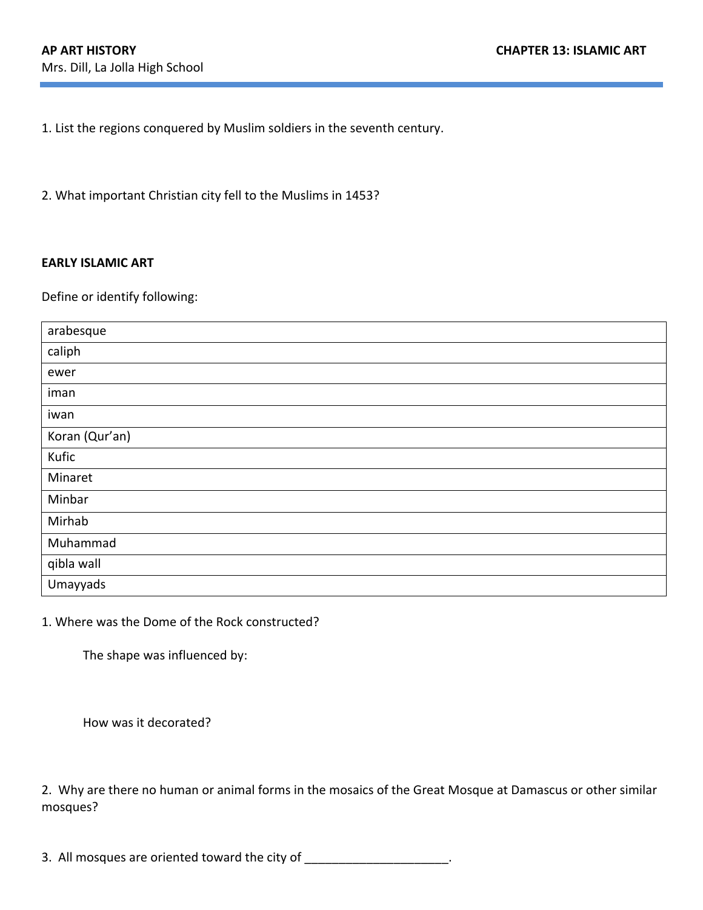**AP ART HISTORY** **CHAPTER 13: ISLAMIC ART**

Mrs. Dill, La Jolla High School

1. List the regions conquered by Muslim soldiers in the seventh century.

2. What important Christian city fell to the Muslims in 1453?

**EARLY ISLAMIC ART**

Define or identify following:

| |
|---|
| arabesque |
| caliph |
| ewer |
| iman |
| iwan |
| Koran (Qur'an) |
| Kufic |
| Minaret |
| Minbar |
| Mirhab |
| Muhammad |
| qibla wall |
| Umayyads |

1. Where was the Dome of the Rock constructed?

    The shape was influenced by:

    How was it decorated?

2. Why are there no human or animal forms in the mosaics of the Great Mosque at Damascus or other similar mosques?

3. All mosques are oriented toward the city of _____________________.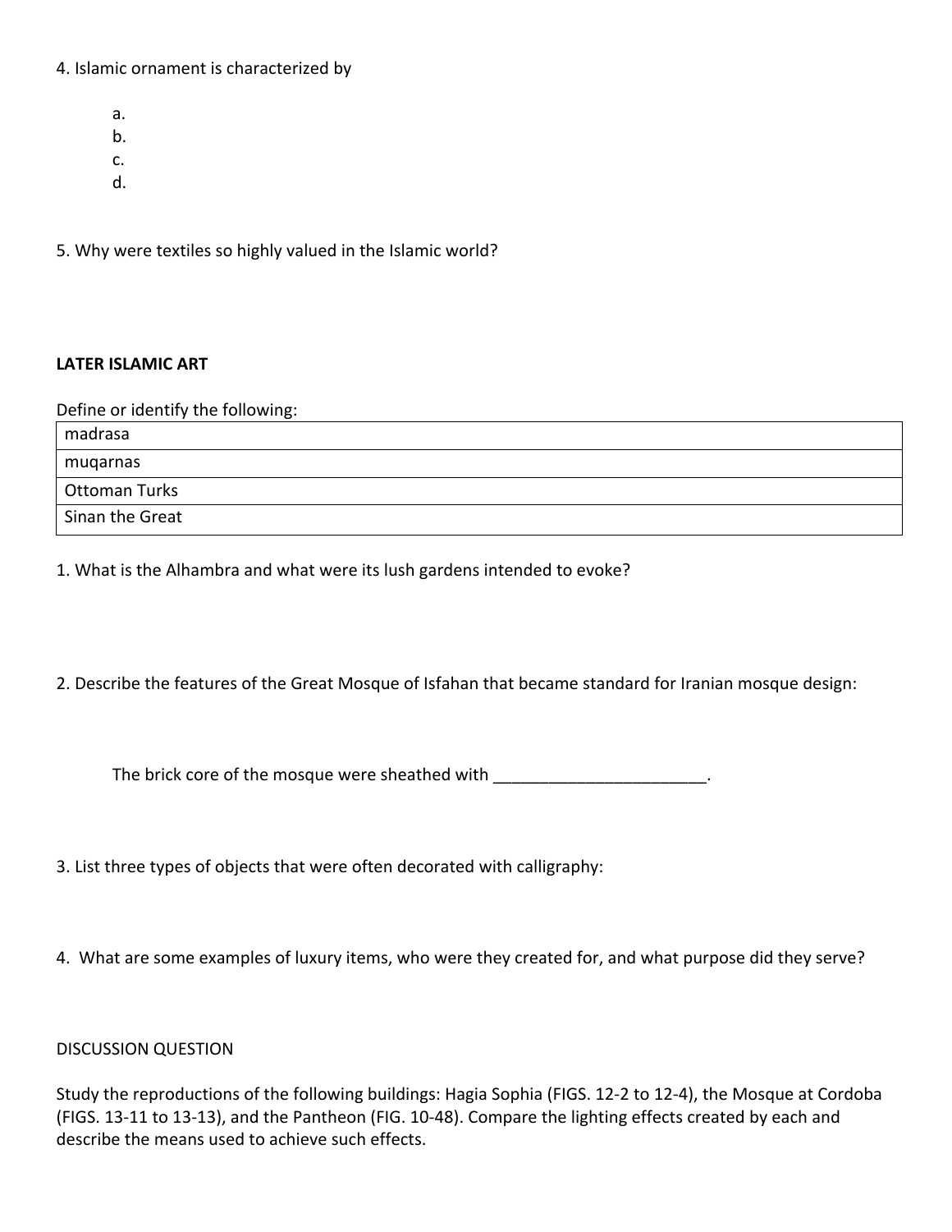4. Islamic ornament is characterized by

   a.
   b.
   c.
   d.

5. Why were textiles so highly valued in the Islamic world?

**LATER ISLAMIC ART**

Define or identify the following:

| |
|---|
| madrasa |
| muqarnas |
| Ottoman Turks |
| Sinan the Great |

1. What is the Alhambra and what were its lush gardens intended to evoke?

2. Describe the features of the Great Mosque of Isfahan that became standard for Iranian mosque design:

   The brick core of the mosque were sheathed with _______________________.

3. List three types of objects that were often decorated with calligraphy:

4. What are some examples of luxury items, who were they created for, and what purpose did they serve?

DISCUSSION QUESTION

Study the reproductions of the following buildings: Hagia Sophia (FIGS. 12-2 to 12-4), the Mosque at Cordoba (FIGS. 13-11 to 13-13), and the Pantheon (FIG. 10-48). Compare the lighting effects created by each and describe the means used to achieve such effects.